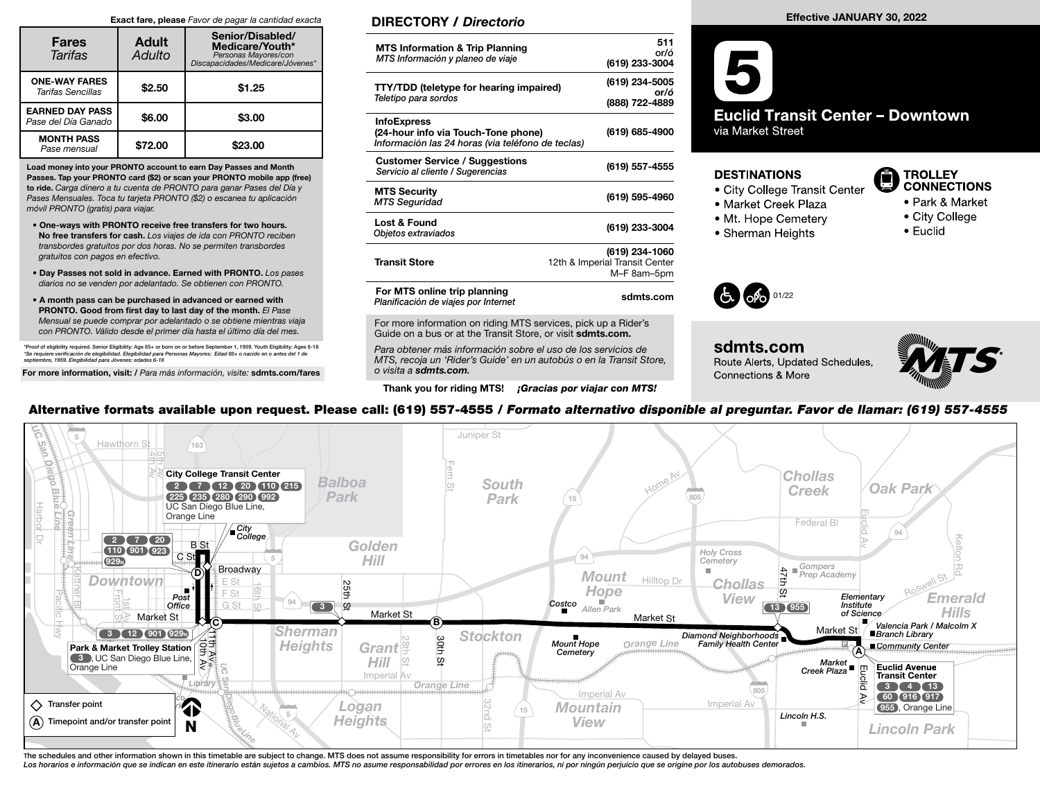Exact fare, please *Favor de pagar la cantidad exacta*

| Fares *Tarifas* | Adult *Adulto* | Senior/Disabled/ Medicare/Youth* *Personas Mayores/con Discapacidades/Medicare/Jóvenes** |
|---|---|---|
| **ONE-WAY FARES** *Tarifas Sencillas* | $2.50 | $1.25 |
| **EARNED DAY PASS** *Pase del Día Ganado* | $6.00 | $3.00 |
| **MONTH PASS** *Pase mensual* | $72.00 | $23.00 |

**Load money into your PRONTO account to earn Day Passes and Month Passes. Tap your PRONTO card ($2) or scan your PRONTO mobile app (free) to ride.** *Carga dinero a tu cuenta de PRONTO para ganar Pases del Día y Pases Mensuales. Toca tu tarjeta PRONTO ($2) o escanea tu aplicación móvil PRONTO (gratis) para viajar.*

- **One-ways with PRONTO receive free transfers for two hours. No free transfers for cash.** *Los viajes de ida con PRONTO reciben transbordes gratuitos por dos horas. No se permiten transbordes gratuitos con pagos en efectivo.*
- **Day Passes not sold in advance. Earned with PRONTO.** *Los pases diarios no se venden por adelantado. Se obtienen con PRONTO.*
- **A month pass can be purchased in advanced or earned with PRONTO. Good from first day to last day of the month.** *El Pase Mensual se puede comprar por adelantado o se obtiene mientras viaja con PRONTO. Válido desde el primer día hasta el último día del mes.*

*Proof of eligibility required. Senior Eligibility: Age 65+ or born on or before September 1, 1959. Youth Eligibility: Ages 6-18
*Se requiere verificación de elegibilidad. Elegibilidad para Personas Mayores: Edad 65+ o nacido en o antes del 1 de septiembre, 1959. Elegibilidad para Jóvenes: edades 6-18*

**For more information, visit: /** *Para más información, visite:* **sdmts.com/fares**

## DIRECTORY / *Directorio*

| | |
|---|---|
| **MTS Information & Trip Planning** *MTS Información y planeo de viaje* | 511 or/ó (619) 233-3004 |
| **TTY/TDD (teletype for hearing impaired)** *Teletipo para sordos* | (619) 234-5005 or/ó (888) 722-4889 |
| **InfoExpress (24-hour info via Touch-Tone phone)** *Información las 24 horas (via teléfono de teclas)* | (619) 685-4900 |
| **Customer Service / Suggestions** *Servicio al cliente / Sugerencias* | (619) 557-4555 |
| **MTS Security** *MTS Seguridad* | (619) 595-4960 |
| **Lost & Found** *Objetos extraviados* | (619) 233-3004 |
| **Transit Store** | (619) 234-1060 12th & Imperial Transit Center M–F 8am–5pm |
| **For MTS online trip planning** *Planificación de viajes por Internet* | sdmts.com |

For more information on riding MTS services, pick up a Rider's Guide on a bus or at the Transit Store, or visit **sdmts.com.**

*Para obtener más información sobre el uso de los servicios de MTS, recoja un 'Rider's Guide' en un autobús o en la Transit Store, o visita a* ***sdmts.com.***

**Thank you for riding MTS!** ***¡Gracias por viajar con MTS!***

**Effective JANUARY 30, 2022**

# 5

## Euclid Transit Center – Downtown

via Market Street

### DESTINATIONS
- City College Transit Center
- Market Creek Plaza
- Mt. Hope Cemetery
- Sherman Heights

### TROLLEY CONNECTIONS
- Park & Market
- City College
- Euclid

01/22

**sdmts.com**
Route Alerts, Updated Schedules, Connections & More

**Alternative formats available upon request. Please call: (619) 557-4555 /** ***Formato alternativo disponible al preguntar. Favor de llamar: (619) 557-4555***

**City College Transit Center**: 2, 7, 12, 20, 110, 215, 225, 235, 280, 290, 992, UC San Diego Blue Line, Orange Line

**Park & Market Trolley Station**: 3, UC San Diego Blue Line, Orange Line

**Euclid Avenue Transit Center**: 3, 4, 13, 60, 916, 917, 955, Orange Line

◇ Transfer point

Ⓐ Timepoint and/or transfer point

The schedules and other information shown in this timetable are subject to change. MTS does not assume responsibility for errors in timetables nor for any inconvenience caused by delayed buses.
*Los horarios e información que se indican en este itinerario están sujetos a cambios. MTS no asume responsabilidad por errores en los itinerarios, ni por ningún perjuicio que se origine por los autobuses demorados.*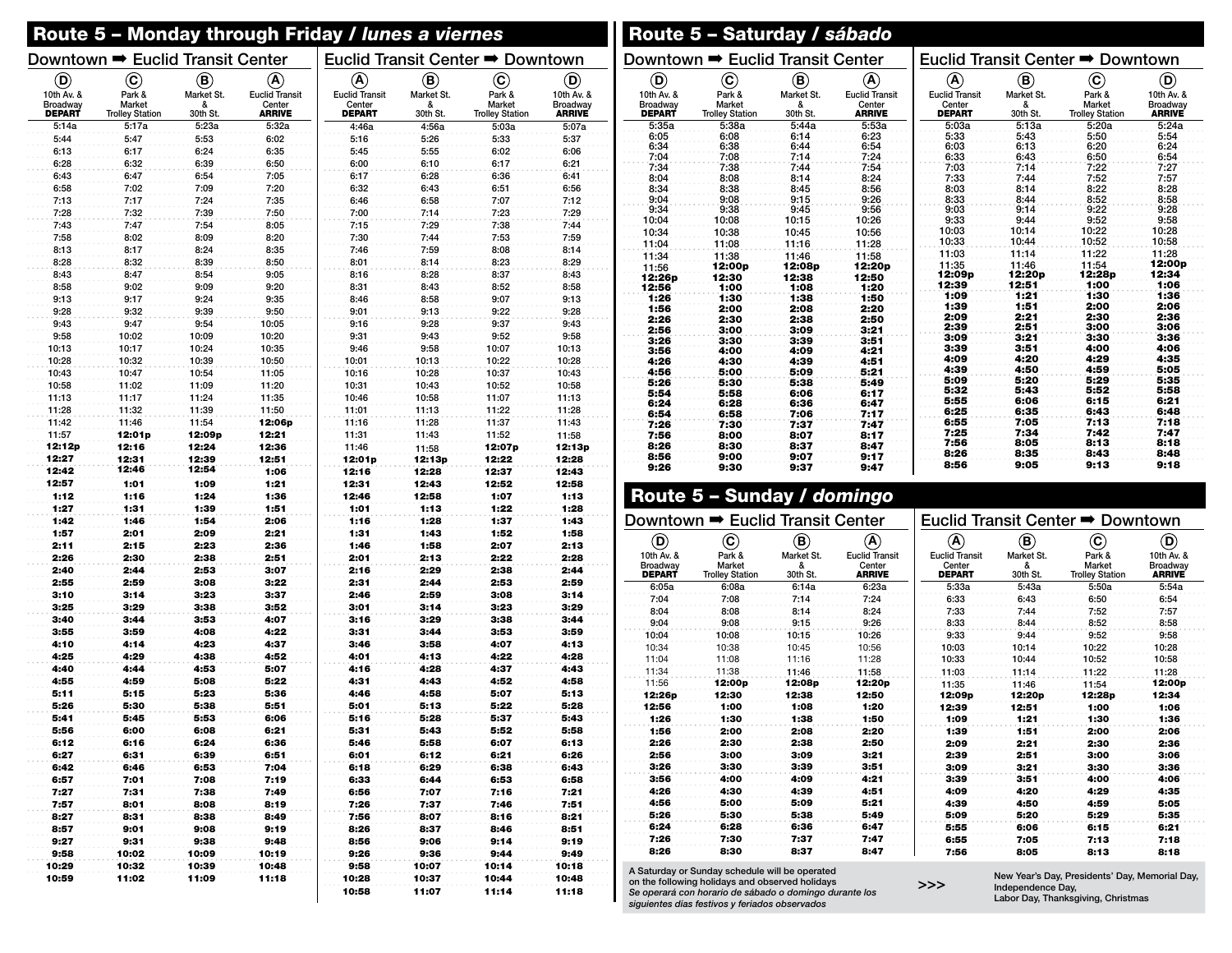## Route 5 – Monday through Friday / *lunes a viernes*

### Downtown ➡ Euclid Transit Center

| D 10th Av. & Broadway DEPART | C Park & Market Trolley Station | B Market St. & 30th St. | A Euclid Transit Center ARRIVE |
|---|---|---|---|
| 5:14a | 5:17a | 5:23a | 5:32a |
| 5:44 | 5:47 | 5:53 | 6:02 |
| 6:13 | 6:17 | 6:24 | 6:35 |
| 6:28 | 6:32 | 6:39 | 6:50 |
| 6:43 | 6:47 | 6:54 | 7:05 |
| 6:58 | 7:02 | 7:09 | 7:20 |
| 7:13 | 7:17 | 7:24 | 7:35 |
| 7:28 | 7:32 | 7:39 | 7:50 |
| 7:43 | 7:47 | 7:54 | 8:05 |
| 7:58 | 8:02 | 8:09 | 8:20 |
| 8:13 | 8:17 | 8:24 | 8:35 |
| 8:28 | 8:32 | 8:39 | 8:50 |
| 8:43 | 8:47 | 8:54 | 9:05 |
| 8:58 | 9:02 | 9:09 | 9:20 |
| 9:13 | 9:17 | 9:24 | 9:35 |
| 9:28 | 9:32 | 9:39 | 9:50 |
| 9:43 | 9:47 | 9:54 | 10:05 |
| 9:58 | 10:02 | 10:09 | 10:20 |
| 10:13 | 10:17 | 10:24 | 10:35 |
| 10:28 | 10:32 | 10:39 | 10:50 |
| 10:43 | 10:47 | 10:54 | 11:05 |
| 10:58 | 11:02 | 11:09 | 11:20 |
| 11:13 | 11:17 | 11:24 | 11:35 |
| 11:28 | 11:32 | 11:39 | 11:50 |
| 11:42 | 11:46 | 11:54 | **12:06p** |
| 11:57 | **12:01p** | **12:09p** | **12:21** |
| **12:12p** | **12:16** | **12:24** | **12:36** |
| **12:27** | **12:31** | **12:39** | **12:51** |
| **12:42** | **12:46** | **12:54** | **1:06** |
| **12:57** | **1:01** | **1:09** | **1:21** |
| **1:12** | **1:16** | **1:24** | **1:36** |
| **1:27** | **1:31** | **1:39** | **1:51** |
| **1:42** | **1:46** | **1:54** | **2:06** |
| **1:57** | **2:01** | **2:09** | **2:21** |
| **2:11** | **2:15** | **2:23** | **2:36** |
| **2:26** | **2:30** | **2:38** | **2:51** |
| **2:40** | **2:44** | **2:53** | **3:07** |
| **2:55** | **2:59** | **3:08** | **3:22** |
| **3:10** | **3:14** | **3:23** | **3:37** |
| **3:25** | **3:29** | **3:38** | **3:52** |
| **3:40** | **3:44** | **3:53** | **4:07** |
| **3:55** | **3:59** | **4:08** | **4:22** |
| **4:10** | **4:14** | **4:23** | **4:37** |
| **4:25** | **4:29** | **4:38** | **4:52** |
| **4:40** | **4:44** | **4:53** | **5:07** |
| **4:55** | **4:59** | **5:08** | **5:22** |
| **5:11** | **5:15** | **5:23** | **5:36** |
| **5:26** | **5:30** | **5:38** | **5:51** |
| **5:41** | **5:45** | **5:53** | **6:06** |
| **5:56** | **6:00** | **6:08** | **6:21** |
| **6:12** | **6:16** | **6:24** | **6:36** |
| **6:27** | **6:31** | **6:39** | **6:51** |
| **6:42** | **6:46** | **6:53** | **7:04** |
| **6:57** | **7:01** | **7:08** | **7:19** |
| **7:27** | **7:31** | **7:38** | **7:49** |
| **7:57** | **8:01** | **8:08** | **8:19** |
| **8:27** | **8:31** | **8:38** | **8:49** |
| **8:57** | **9:01** | **9:08** | **9:19** |
| **9:27** | **9:31** | **9:38** | **9:48** |
| **9:58** | **10:02** | **10:09** | **10:19** |
| **10:29** | **10:32** | **10:39** | **10:48** |
| **10:59** | **11:02** | **11:09** | **11:18** |

### Euclid Transit Center ➡ Downtown

| A Euclid Transit Center DEPART | B Market St. & 30th St. | C Park & Market Trolley Station | D 10th Av. & Broadway ARRIVE |
|---|---|---|---|
| 4:46a | 4:56a | 5:03a | 5:07a |
| 5:16 | 5:26 | 5:33 | 5:37 |
| 5:45 | 5:55 | 6:02 | 6:06 |
| 6:00 | 6:10 | 6:17 | 6:21 |
| 6:17 | 6:28 | 6:36 | 6:41 |
| 6:32 | 6:43 | 6:51 | 6:56 |
| 6:46 | 6:58 | 7:07 | 7:12 |
| 7:00 | 7:14 | 7:23 | 7:29 |
| 7:15 | 7:29 | 7:38 | 7:44 |
| 7:30 | 7:44 | 7:53 | 7:59 |
| 7:46 | 7:59 | 8:08 | 8:14 |
| 8:01 | 8:14 | 8:23 | 8:29 |
| 8:16 | 8:28 | 8:37 | 8:43 |
| 8:31 | 8:43 | 8:52 | 8:58 |
| 8:46 | 8:58 | 9:07 | 9:13 |
| 9:01 | 9:13 | 9:22 | 9:28 |
| 9:16 | 9:28 | 9:37 | 9:43 |
| 9:31 | 9:43 | 9:52 | 9:58 |
| 9:46 | 9:58 | 10:07 | 10:13 |
| 10:01 | 10:13 | 10:22 | 10:28 |
| 10:16 | 10:28 | 10:37 | 10:43 |
| 10:31 | 10:43 | 10:52 | 10:58 |
| 10:46 | 10:58 | 11:07 | 11:13 |
| 11:01 | 11:13 | 11:22 | 11:28 |
| 11:16 | 11:28 | 11:37 | 11:43 |
| 11:31 | 11:43 | 11:52 | 11:58 |
| 11:46 | 11:58 | **12:07p** | **12:13p** |
| **12:01p** | **12:13p** | **12:22** | **12:28** |
| **12:16** | **12:28** | **12:37** | **12:43** |
| **12:31** | **12:43** | **12:52** | **12:58** |
| **12:46** | **12:58** | **1:07** | **1:13** |
| **1:01** | **1:13** | **1:22** | **1:28** |
| **1:16** | **1:28** | **1:37** | **1:43** |
| **1:31** | **1:43** | **1:52** | **1:58** |
| **1:46** | **1:58** | **2:07** | **2:13** |
| **2:01** | **2:13** | **2:22** | **2:28** |
| **2:16** | **2:29** | **2:38** | **2:44** |
| **2:31** | **2:44** | **2:53** | **2:59** |
| **2:46** | **2:59** | **3:08** | **3:14** |
| **3:01** | **3:14** | **3:23** | **3:29** |
| **3:16** | **3:29** | **3:38** | **3:44** |
| **3:31** | **3:44** | **3:53** | **3:59** |
| **3:46** | **3:58** | **4:07** | **4:13** |
| **4:01** | **4:13** | **4:22** | **4:28** |
| **4:16** | **4:28** | **4:37** | **4:43** |
| **4:31** | **4:43** | **4:52** | **4:58** |
| **4:46** | **4:58** | **5:07** | **5:13** |
| **5:01** | **5:13** | **5:22** | **5:28** |
| **5:16** | **5:28** | **5:37** | **5:43** |
| **5:31** | **5:43** | **5:52** | **5:58** |
| **5:46** | **5:58** | **6:07** | **6:13** |
| **6:01** | **6:12** | **6:21** | **6:26** |
| **6:18** | **6:29** | **6:38** | **6:43** |
| **6:33** | **6:44** | **6:53** | **6:58** |
| **6:56** | **7:07** | **7:16** | **7:21** |
| **7:26** | **7:37** | **7:46** | **7:51** |
| **7:56** | **8:07** | **8:16** | **8:21** |
| **8:26** | **8:37** | **8:46** | **8:51** |
| **8:56** | **9:06** | **9:14** | **9:19** |
| **9:26** | **9:36** | **9:44** | **9:49** |
| **9:58** | **10:07** | **10:14** | **10:18** |
| **10:28** | **10:37** | **10:44** | **10:48** |
| **10:58** | **11:07** | **11:14** | **11:18** |

## Route 5 – Saturday / *sábado*

### Downtown ➡ Euclid Transit Center

| D 10th Av. & Broadway DEPART | C Park & Market Trolley Station | B Market St. & 30th St. | A Euclid Transit Center ARRIVE |
|---|---|---|---|
| 5:35a | 5:38a | 5:44a | 5:53a |
| 6:05 | 6:08 | 6:14 | 6:23 |
| 6:34 | 6:38 | 6:44 | 6:54 |
| 7:04 | 7:08 | 7:14 | 7:24 |
| 7:34 | 7:38 | 7:44 | 7:54 |
| 8:04 | 8:08 | 8:14 | 8:24 |
| 8:34 | 8:38 | 8:45 | 8:56 |
| 9:04 | 9:08 | 9:15 | 9:26 |
| 9:34 | 9:38 | 9:45 | 9:56 |
| 10:04 | 10:08 | 10:15 | 10:26 |
| 10:34 | 10:38 | 10:45 | 10:56 |
| 11:04 | 11:08 | 11:16 | 11:28 |
| 11:34 | 11:38 | 11:46 | 11:58 |
| 11:56 | **12:00p** | **12:08p** | **12:20p** |
| **12:26p** | **12:30** | **12:38** | **12:50** |
| **12:56** | **1:00** | **1:08** | **1:20** |
| **1:26** | **1:30** | **1:38** | **1:50** |
| **1:56** | **2:00** | **2:08** | **2:20** |
| **2:26** | **2:30** | **2:38** | **2:50** |
| **2:56** | **3:00** | **3:09** | **3:21** |
| **3:26** | **3:30** | **3:39** | **3:51** |
| **3:56** | **4:00** | **4:09** | **4:21** |
| **4:26** | **4:30** | **4:39** | **4:51** |
| **4:56** | **5:00** | **5:09** | **5:21** |
| **5:26** | **5:30** | **5:38** | **5:49** |
| **5:54** | **5:58** | **6:06** | **6:17** |
| **6:24** | **6:28** | **6:36** | **6:47** |
| **6:54** | **6:58** | **7:06** | **7:17** |
| **7:26** | **7:30** | **7:37** | **7:47** |
| **7:56** | **8:00** | **8:07** | **8:17** |
| **8:26** | **8:30** | **8:37** | **8:47** |
| **8:56** | **9:00** | **9:07** | **9:17** |
| **9:26** | **9:30** | **9:37** | **9:47** |

### Euclid Transit Center ➡ Downtown

| A Euclid Transit Center DEPART | B Market St. & 30th St. | C Park & Market Trolley Station | D 10th Av. & Broadway ARRIVE |
|---|---|---|---|
| 5:03a | 5:13a | 5:20a | 5:24a |
| 5:33 | 5:43 | 5:50 | 5:54 |
| 6:03 | 6:13 | 6:20 | 6:24 |
| 6:33 | 6:43 | 6:50 | 6:54 |
| 7:03 | 7:14 | 7:22 | 7:27 |
| 7:33 | 7:44 | 7:52 | 7:57 |
| 8:03 | 8:14 | 8:22 | 8:28 |
| 8:33 | 8:44 | 8:52 | 8:58 |
| 9:03 | 9:14 | 9:22 | 9:28 |
| 9:33 | 9:44 | 9:52 | 9:58 |
| 10:03 | 10:14 | 10:22 | 10:28 |
| 10:33 | 10:44 | 10:52 | 10:58 |
| 11:03 | 11:14 | 11:22 | 11:28 |
| 11:35 | 11:46 | 11:54 | **12:00p** |
| **12:09p** | **12:20p** | **12:28p** | **12:34** |
| **12:39** | **12:51** | **1:00** | **1:06** |
| **1:09** | **1:21** | **1:30** | **1:36** |
| **1:39** | **1:51** | **2:00** | **2:06** |
| **2:09** | **2:21** | **2:30** | **2:36** |
| **2:39** | **2:51** | **3:00** | **3:06** |
| **3:09** | **3:21** | **3:30** | **3:36** |
| **3:39** | **3:51** | **4:00** | **4:06** |
| **4:09** | **4:20** | **4:29** | **4:35** |
| **4:39** | **4:50** | **4:59** | **5:05** |
| **5:09** | **5:20** | **5:29** | **5:35** |
| **5:32** | **5:43** | **5:52** | **5:58** |
| **5:55** | **6:06** | **6:15** | **6:21** |
| **6:25** | **6:35** | **6:43** | **6:48** |
| **6:55** | **7:05** | **7:13** | **7:18** |
| **7:25** | **7:34** | **7:42** | **7:47** |
| **7:56** | **8:05** | **8:13** | **8:18** |
| **8:26** | **8:35** | **8:43** | **8:48** |
| **8:56** | **9:05** | **9:13** | **9:18** |

## Route 5 – Sunday / *domingo*

### Downtown ➡ Euclid Transit Center

| D 10th Av. & Broadway DEPART | C Park & Market Trolley Station | B Market St. & 30th St. | A Euclid Transit Center ARRIVE |
|---|---|---|---|
| 6:05a | 6:08a | 6:14a | 6:23a |
| 7:04 | 7:08 | 7:14 | 7:24 |
| 8:04 | 8:08 | 8:14 | 8:24 |
| 9:04 | 9:08 | 9:15 | 9:26 |
| 10:04 | 10:08 | 10:15 | 10:26 |
| 10:34 | 10:38 | 10:45 | 10:56 |
| 11:04 | 11:08 | 11:16 | 11:28 |
| 11:34 | 11:38 | 11:46 | 11:58 |
| 11:56 | **12:00p** | **12:08p** | **12:20p** |
| **12:26p** | **12:30** | **12:38** | **12:50** |
| **12:56** | **1:00** | **1:08** | **1:20** |
| **1:26** | **1:30** | **1:38** | **1:50** |
| **1:56** | **2:00** | **2:08** | **2:20** |
| **2:26** | **2:30** | **2:38** | **2:50** |
| **2:56** | **3:00** | **3:09** | **3:21** |
| **3:26** | **3:30** | **3:39** | **3:51** |
| **3:56** | **4:00** | **4:09** | **4:21** |
| **4:26** | **4:30** | **4:39** | **4:51** |
| **4:56** | **5:00** | **5:09** | **5:21** |
| **5:26** | **5:30** | **5:38** | **5:49** |
| **6:24** | **6:28** | **6:36** | **6:47** |
| **7:26** | **7:30** | **7:37** | **7:47** |
| **8:26** | **8:30** | **8:37** | **8:47** |

### Euclid Transit Center ➡ Downtown

| A Euclid Transit Center DEPART | B Market St. & 30th St. | C Park & Market Trolley Station | D 10th Av. & Broadway ARRIVE |
|---|---|---|---|
| 5:33a | 5:43a | 5:50a | 5:54a |
| 6:33 | 6:43 | 6:50 | 6:54 |
| 7:33 | 7:44 | 7:52 | 7:57 |
| 8:33 | 8:44 | 8:52 | 8:58 |
| 9:33 | 9:44 | 9:52 | 9:58 |
| 10:03 | 10:14 | 10:22 | 10:28 |
| 10:33 | 10:44 | 10:52 | 10:58 |
| 11:03 | 11:14 | 11:22 | 11:28 |
| 11:35 | 11:46 | 11:54 | **12:00p** |
| **12:09p** | **12:20p** | **12:28p** | **12:34** |
| **12:39** | **12:51** | **1:00** | **1:06** |
| **1:09** | **1:21** | **1:30** | **1:36** |
| **1:39** | **1:51** | **2:00** | **2:06** |
| **2:09** | **2:21** | **2:30** | **2:36** |
| **2:39** | **2:51** | **3:00** | **3:06** |
| **3:09** | **3:21** | **3:30** | **3:36** |
| **3:39** | **3:51** | **4:00** | **4:06** |
| **4:09** | **4:20** | **4:29** | **4:35** |
| **4:39** | **4:50** | **4:59** | **5:05** |
| **5:09** | **5:20** | **5:29** | **5:35** |
| **5:55** | **6:06** | **6:15** | **6:21** |
| **6:55** | **7:05** | **7:13** | **7:18** |
| **7:56** | **8:05** | **8:13** | **8:18** |

A Saturday or Sunday schedule will be operated on the following holidays and observed holidays
*Se operará con horario de sábado o domingo durante los siguientes días festivos y feriados observados*

>>> New Year's Day, Presidents' Day, Memorial Day, Independence Day, Labor Day, Thanksgiving, Christmas